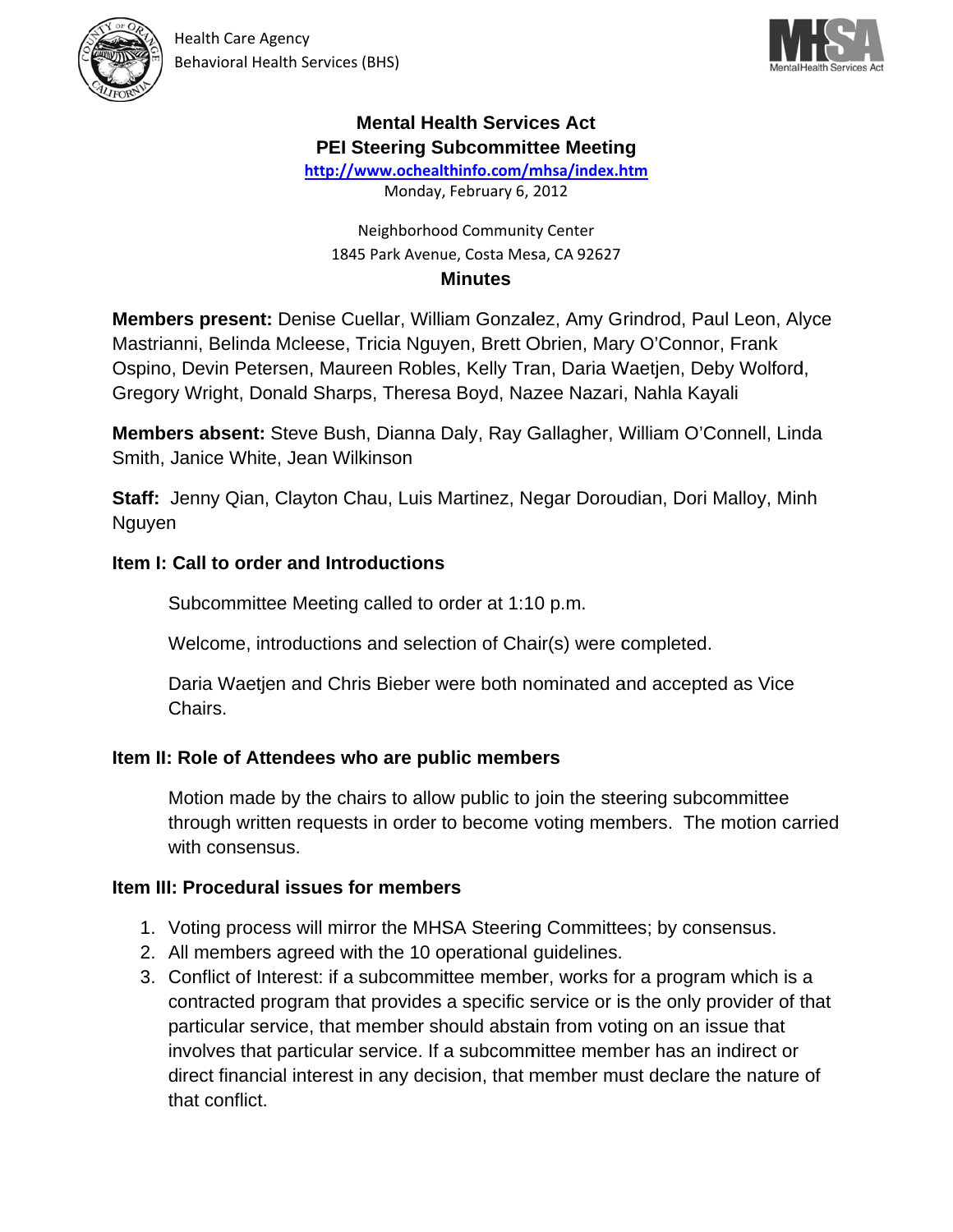Health Care Agency
Behavioral Health Services (BHS)

# Mental Health Services Act
# PEI Steering Subcommittee Meeting

http://www.ochealthinfo.com/mhsa/index.htm

Monday, February 6, 2012

Neighborhood Community Center
1845 Park Avenue, Costa Mesa, CA 92627

## Minutes

**Members present:** Denise Cuellar, William Gonzalez, Amy Grindrod, Paul Leon, Alyce Mastrianni, Belinda Mcleese, Tricia Nguyen, Brett Obrien, Mary O'Connor, Frank Ospino, Devin Petersen, Maureen Robles, Kelly Tran, Daria Waetjen, Deby Wolford, Gregory Wright, Donald Sharps, Theresa Boyd, Nazee Nazari, Nahla Kayali

**Members absent:** Steve Bush, Dianna Daly, Ray Gallagher, William O'Connell, Linda Smith, Janice White, Jean Wilkinson

**Staff:** Jenny Qian, Clayton Chau, Luis Martinez, Negar Doroudian, Dori Malloy, Minh Nguyen

### Item I: Call to order and Introductions

Subcommittee Meeting called to order at 1:10 p.m.

Welcome, introductions and selection of Chair(s) were completed.

Daria Waetjen and Chris Bieber were both nominated and accepted as Vice Chairs.

### Item II: Role of Attendees who are public members

Motion made by the chairs to allow public to join the steering subcommittee through written requests in order to become voting members. The motion carried with consensus.

### Item III: Procedural issues for members

1. Voting process will mirror the MHSA Steering Committees; by consensus.
2. All members agreed with the 10 operational guidelines.
3. Conflict of Interest: if a subcommittee member, works for a program which is a contracted program that provides a specific service or is the only provider of that particular service, that member should abstain from voting on an issue that involves that particular service. If a subcommittee member has an indirect or direct financial interest in any decision, that member must declare the nature of that conflict.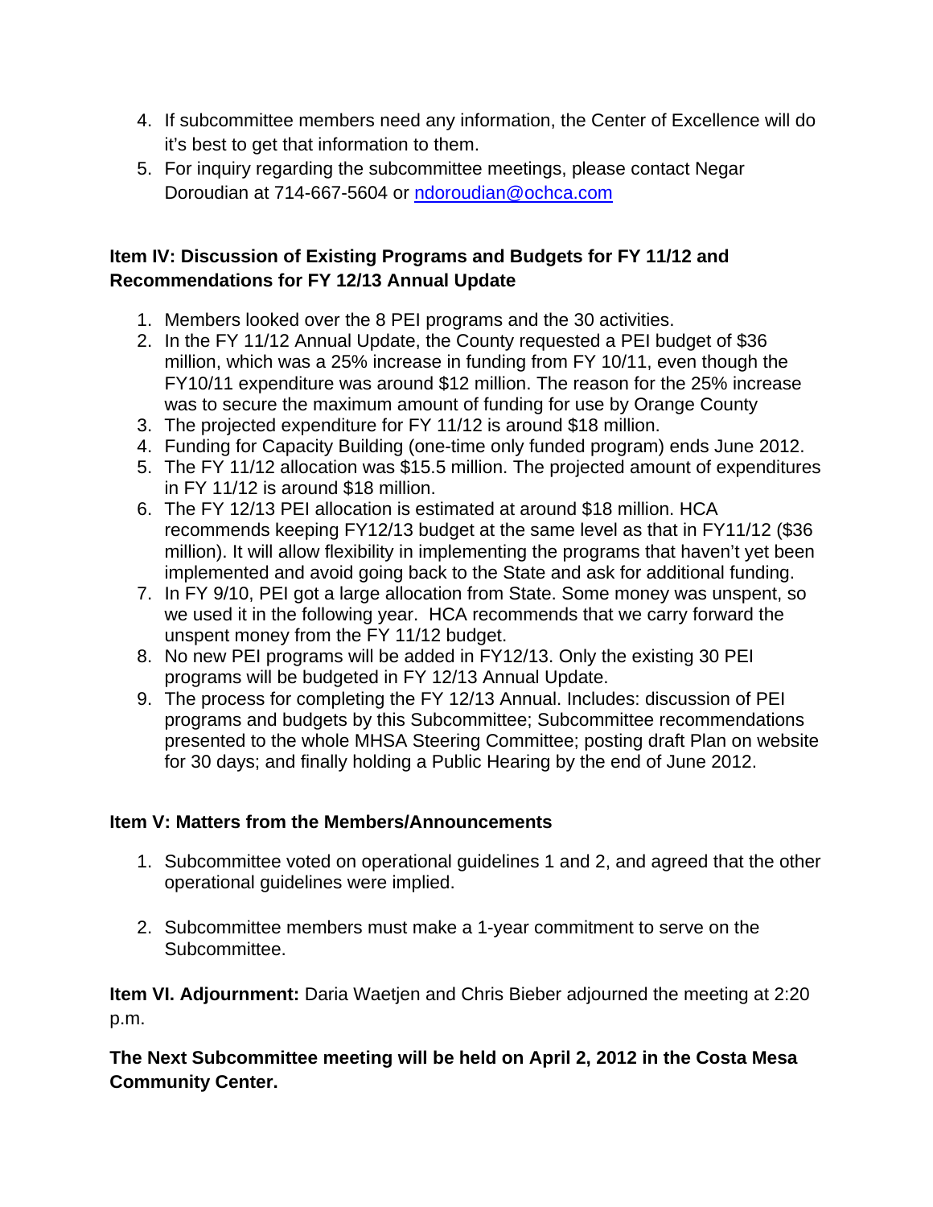4. If subcommittee members need any information, the Center of Excellence will do it's best to get that information to them.
5. For inquiry regarding the subcommittee meetings, please contact Negar Doroudian at 714-667-5604 or ndoroudian@ochca.com

**Item IV: Discussion of Existing Programs and Budgets for FY 11/12 and Recommendations for FY 12/13 Annual Update**

1. Members looked over the 8 PEI programs and the 30 activities.
2. In the FY 11/12 Annual Update, the County requested a PEI budget of $36 million, which was a 25% increase in funding from FY 10/11, even though the FY10/11 expenditure was around $12 million. The reason for the 25% increase was to secure the maximum amount of funding for use by Orange County
3. The projected expenditure for FY 11/12 is around $18 million.
4. Funding for Capacity Building (one-time only funded program) ends June 2012.
5. The FY 11/12 allocation was $15.5 million. The projected amount of expenditures in FY 11/12 is around $18 million.
6. The FY 12/13 PEI allocation is estimated at around $18 million. HCA recommends keeping FY12/13 budget at the same level as that in FY11/12 ($36 million). It will allow flexibility in implementing the programs that haven't yet been implemented and avoid going back to the State and ask for additional funding.
7. In FY 9/10, PEI got a large allocation from State. Some money was unspent, so we used it in the following year. HCA recommends that we carry forward the unspent money from the FY 11/12 budget.
8. No new PEI programs will be added in FY12/13. Only the existing 30 PEI programs will be budgeted in FY 12/13 Annual Update.
9. The process for completing the FY 12/13 Annual. Includes: discussion of PEI programs and budgets by this Subcommittee; Subcommittee recommendations presented to the whole MHSA Steering Committee; posting draft Plan on website for 30 days; and finally holding a Public Hearing by the end of June 2012.

**Item V: Matters from the Members/Announcements**

1. Subcommittee voted on operational guidelines 1 and 2, and agreed that the other operational guidelines were implied.

2. Subcommittee members must make a 1-year commitment to serve on the Subcommittee.

**Item VI. Adjournment:** Daria Waetjen and Chris Bieber adjourned the meeting at 2:20 p.m.

**The Next Subcommittee meeting will be held on April 2, 2012 in the Costa Mesa Community Center.**